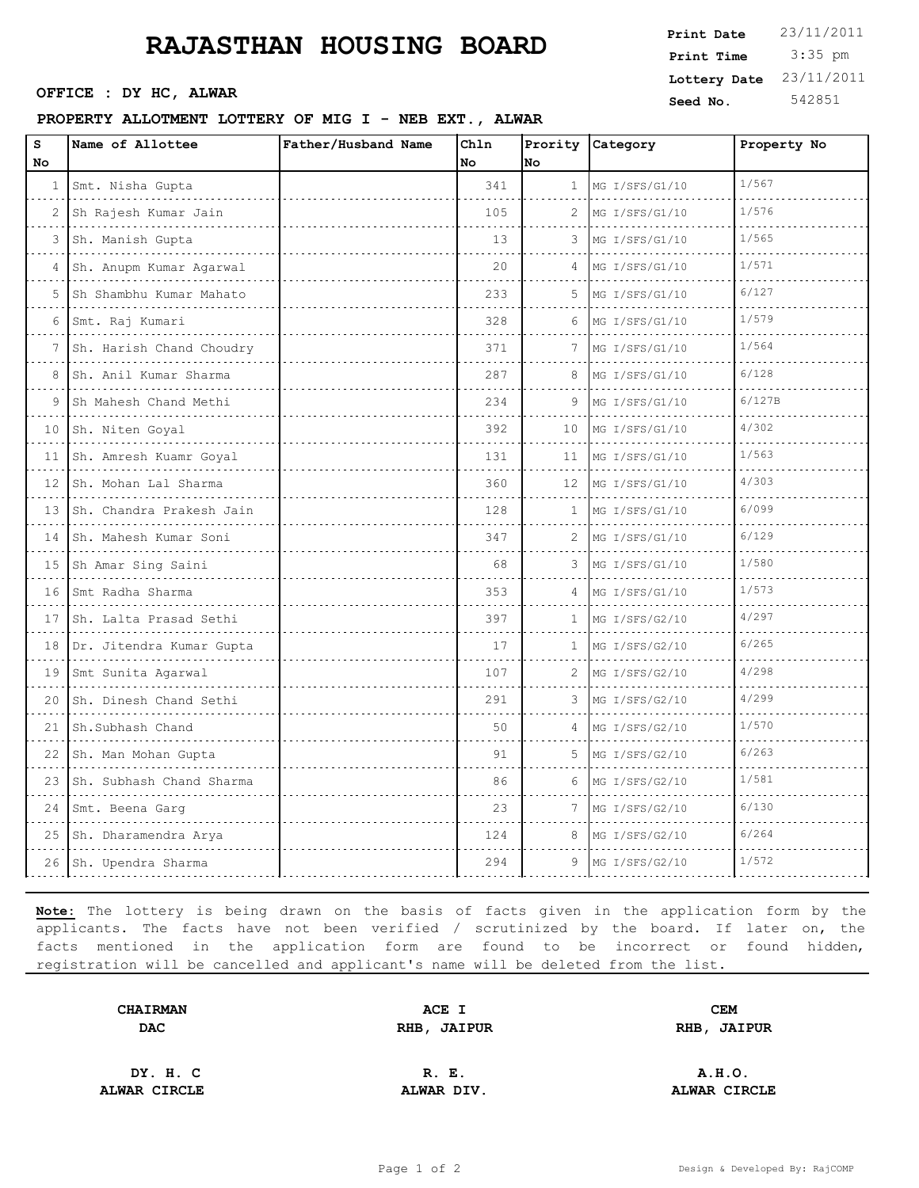# RAJASTHAN HOUSING BOARD

| | |
|---|---|
| **Print Date** | 23/11/2011 |
| **Print Time** | 3:35 pm |
| **Lottery Date** | 23/11/2011 |
| **Seed No.** | 542851 |

**OFFICE : DY HC, ALWAR**

**PROPERTY ALLOTMENT LOTTERY OF MIG I - NEB EXT., ALWAR**

| S No | Name of Allottee | Father/Husband Name | Chln No | Prority No | Category | Property No |
|---|---|---|---|---|---|---|
| 1 | Smt. Nisha Gupta | | 341 | 1 | MG I/SFS/G1/10 | 1/567 |
| 2 | Sh Rajesh Kumar Jain | | 105 | 2 | MG I/SFS/G1/10 | 1/576 |
| 3 | Sh. Manish Gupta | | 13 | 3 | MG I/SFS/G1/10 | 1/565 |
| 4 | Sh. Anupm Kumar Agarwal | | 20 | 4 | MG I/SFS/G1/10 | 1/571 |
| 5 | Sh Shambhu Kumar Mahato | | 233 | 5 | MG I/SFS/G1/10 | 6/127 |
| 6 | Smt. Raj Kumari | | 328 | 6 | MG I/SFS/G1/10 | 1/579 |
| 7 | Sh. Harish Chand Choudry | | 371 | 7 | MG I/SFS/G1/10 | 1/564 |
| 8 | Sh. Anil Kumar Sharma | | 287 | 8 | MG I/SFS/G1/10 | 6/128 |
| 9 | Sh Mahesh Chand Methi | | 234 | 9 | MG I/SFS/G1/10 | 6/127B |
| 10 | Sh. Niten Goyal | | 392 | 10 | MG I/SFS/G1/10 | 4/302 |
| 11 | Sh. Amresh Kuamr Goyal | | 131 | 11 | MG I/SFS/G1/10 | 1/563 |
| 12 | Sh. Mohan Lal Sharma | | 360 | 12 | MG I/SFS/G1/10 | 4/303 |
| 13 | Sh. Chandra Prakesh Jain | | 128 | 1 | MG I/SFS/G1/10 | 6/099 |
| 14 | Sh. Mahesh Kumar Soni | | 347 | 2 | MG I/SFS/G1/10 | 6/129 |
| 15 | Sh Amar Sing Saini | | 68 | 3 | MG I/SFS/G1/10 | 1/580 |
| 16 | Smt Radha Sharma | | 353 | 4 | MG I/SFS/G1/10 | 1/573 |
| 17 | Sh. Lalta Prasad Sethi | | 397 | 1 | MG I/SFS/G2/10 | 4/297 |
| 18 | Dr. Jitendra Kumar Gupta | | 17 | 1 | MG I/SFS/G2/10 | 6/265 |
| 19 | Smt Sunita Agarwal | | 107 | 2 | MG I/SFS/G2/10 | 4/298 |
| 20 | Sh. Dinesh Chand Sethi | | 291 | 3 | MG I/SFS/G2/10 | 4/299 |
| 21 | Sh.Subhash Chand | | 50 | 4 | MG I/SFS/G2/10 | 1/570 |
| 22 | Sh. Man Mohan Gupta | | 91 | 5 | MG I/SFS/G2/10 | 6/263 |
| 23 | Sh. Subhash Chand Sharma | | 86 | 6 | MG I/SFS/G2/10 | 1/581 |
| 24 | Smt. Beena Garg | | 23 | 7 | MG I/SFS/G2/10 | 6/130 |
| 25 | Sh. Dharamendra Arya | | 124 | 8 | MG I/SFS/G2/10 | 6/264 |
| 26 | Sh. Upendra Sharma | | 294 | 9 | MG I/SFS/G2/10 | 1/572 |

**Note:** The lottery is being drawn on the basis of facts given in the application form by the applicants. The facts have not been verified / scrutinized by the board. If later on, the facts mentioned in the application form are found to be incorrect or found hidden, registration will be cancelled and applicant's name will be deleted from the list.

| | | |
|---|---|---|
| **CHAIRMAN** | **ACE I** | **CEM** |
| **DAC** | **RHB, JAIPUR** | **RHB, JAIPUR** |
| **DY. H. C** | **R. E.** | **A.H.O.** |
| **ALWAR CIRCLE** | **ALWAR DIV.** | **ALWAR CIRCLE** |

Design & Developed By: RajCOMP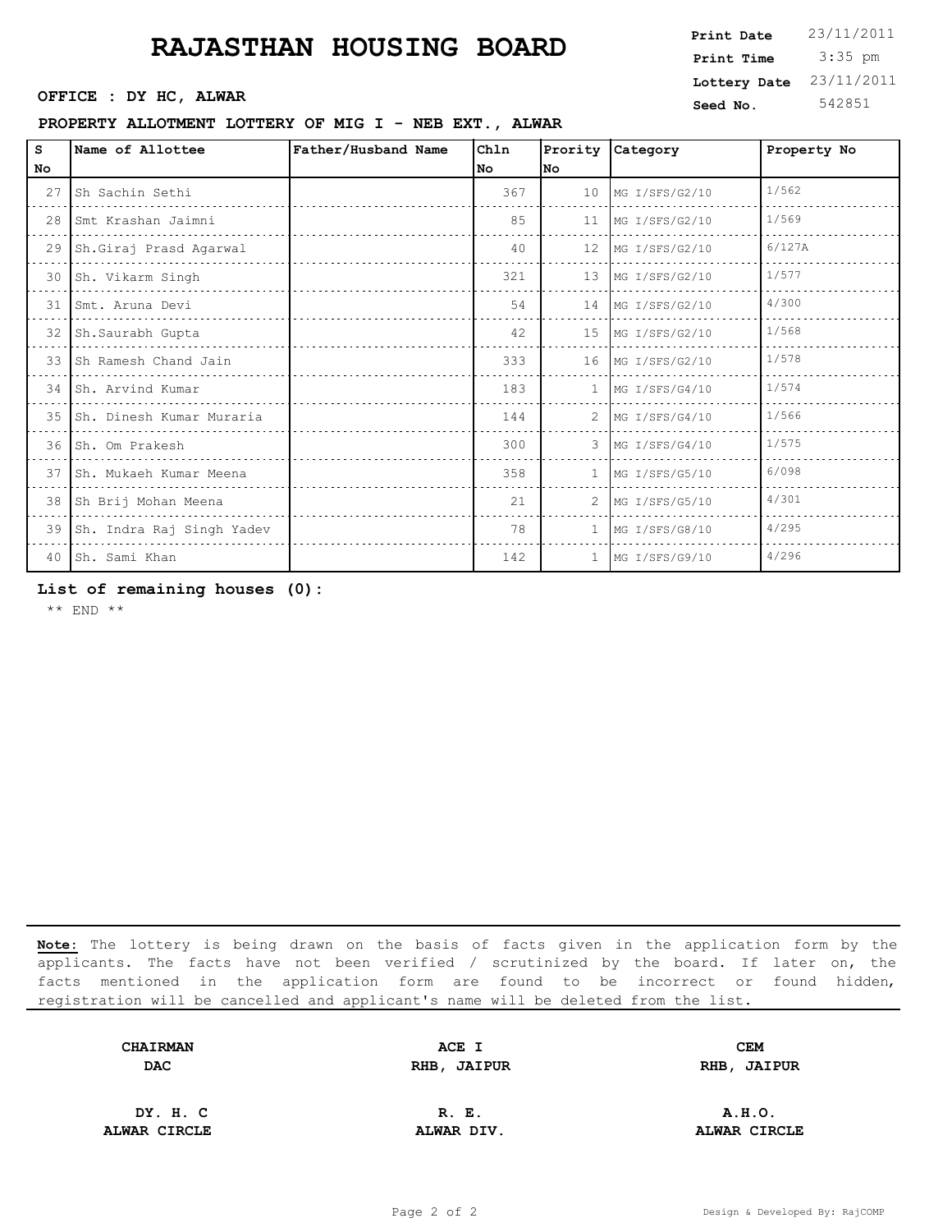# RAJASTHAN HOUSING BOARD

**Print Date** 23/11/2011
**Print Time** 3:35 pm
**Lottery Date** 23/11/2011
**Seed No.** 542851

**OFFICE : DY HC, ALWAR**

**PROPERTY ALLOTMENT LOTTERY OF MIG I - NEB EXT., ALWAR**

| S No | Name of Allottee | Father/Husband Name | Chln No | Prority No | Category | Property No |
|---|---|---|---|---|---|---|
| 27 | Sh Sachin Sethi | | 367 | 10 | MG I/SFS/G2/10 | 1/562 |
| 28 | Smt Krashan Jaimni | | 85 | 11 | MG I/SFS/G2/10 | 1/569 |
| 29 | Sh.Giraj Prasd Agarwal | | 40 | 12 | MG I/SFS/G2/10 | 6/127A |
| 30 | Sh. Vikarm Singh | | 321 | 13 | MG I/SFS/G2/10 | 1/577 |
| 31 | Smt. Aruna Devi | | 54 | 14 | MG I/SFS/G2/10 | 4/300 |
| 32 | Sh.Saurabh Gupta | | 42 | 15 | MG I/SFS/G2/10 | 1/568 |
| 33 | Sh Ramesh Chand Jain | | 333 | 16 | MG I/SFS/G2/10 | 1/578 |
| 34 | Sh. Arvind Kumar | | 183 | 1 | MG I/SFS/G4/10 | 1/574 |
| 35 | Sh. Dinesh Kumar Muraria | | 144 | 2 | MG I/SFS/G4/10 | 1/566 |
| 36 | Sh. Om Prakesh | | 300 | 3 | MG I/SFS/G4/10 | 1/575 |
| 37 | Sh. Mukaeh Kumar Meena | | 358 | 1 | MG I/SFS/G5/10 | 6/098 |
| 38 | Sh Brij Mohan Meena | | 21 | 2 | MG I/SFS/G5/10 | 4/301 |
| 39 | Sh. Indra Raj Singh Yadev | | 78 | 1 | MG I/SFS/G8/10 | 4/295 |
| 40 | Sh. Sami Khan | | 142 | 1 | MG I/SFS/G9/10 | 4/296 |

**List of remaining houses (0):**

** END **

**Note:** The lottery is being drawn on the basis of facts given in the application form by the applicants. The facts have not been verified / scrutinized by the board. If later on, the facts mentioned in the application form are found to be incorrect or found hidden, registration will be cancelled and applicant's name will be deleted from the list.

| | | |
|---|---|---|
| **CHAIRMAN**<br>**DAC** | **ACE I**<br>**RHB, JAIPUR** | **CEM**<br>**RHB, JAIPUR** |
| **DY. H. C**<br>**ALWAR CIRCLE** | **R. E.**<br>**ALWAR DIV.** | **A.H.O.**<br>**ALWAR CIRCLE** |

Design & Developed By: RajCOMP